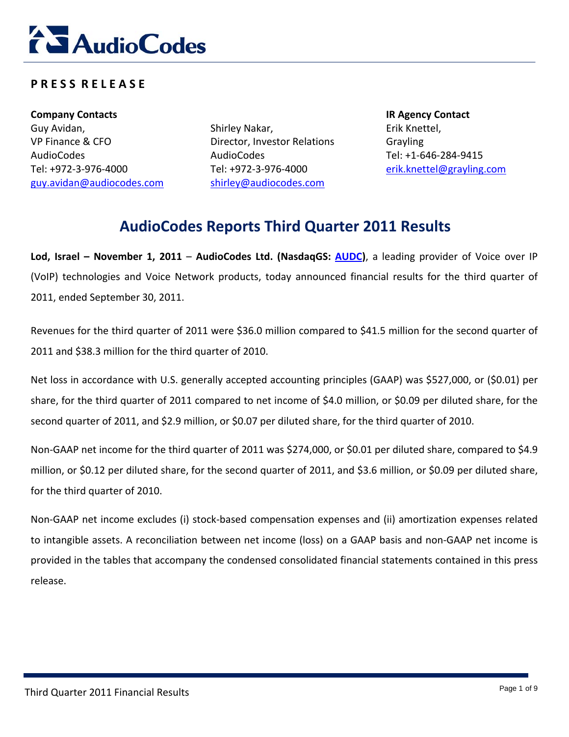**PRESS RELEASE**

**Company Contacts**

Guy Avidan,
VP Finance & CFO
AudioCodes
Tel: +972-3-976-4000
guy.avidan@audiocodes.com

Shirley Nakar,
Director, Investor Relations
AudioCodes
Tel: +972-3-976-4000
shirley@audiocodes.com

**IR Agency Contact**

Erik Knettel,
Grayling
Tel: +1-646-284-9415
erik.knettel@grayling.com

# AudioCodes Reports Third Quarter 2011 Results

**Lod, Israel – November 1, 2011** – **AudioCodes Ltd. (NasdaqGS: AUDC)**, a leading provider of Voice over IP (VoIP) technologies and Voice Network products, today announced financial results for the third quarter of 2011, ended September 30, 2011.

Revenues for the third quarter of 2011 were $36.0 million compared to $41.5 million for the second quarter of 2011 and $38.3 million for the third quarter of 2010.

Net loss in accordance with U.S. generally accepted accounting principles (GAAP) was $527,000, or ($0.01) per share, for the third quarter of 2011 compared to net income of $4.0 million, or $0.09 per diluted share, for the second quarter of 2011, and $2.9 million, or $0.07 per diluted share, for the third quarter of 2010.

Non-GAAP net income for the third quarter of 2011 was $274,000, or $0.01 per diluted share, compared to $4.9 million, or $0.12 per diluted share, for the second quarter of 2011, and $3.6 million, or $0.09 per diluted share, for the third quarter of 2010.

Non-GAAP net income excludes (i) stock-based compensation expenses and (ii) amortization expenses related to intangible assets. A reconciliation between net income (loss) on a GAAP basis and non-GAAP net income is provided in the tables that accompany the condensed consolidated financial statements contained in this press release.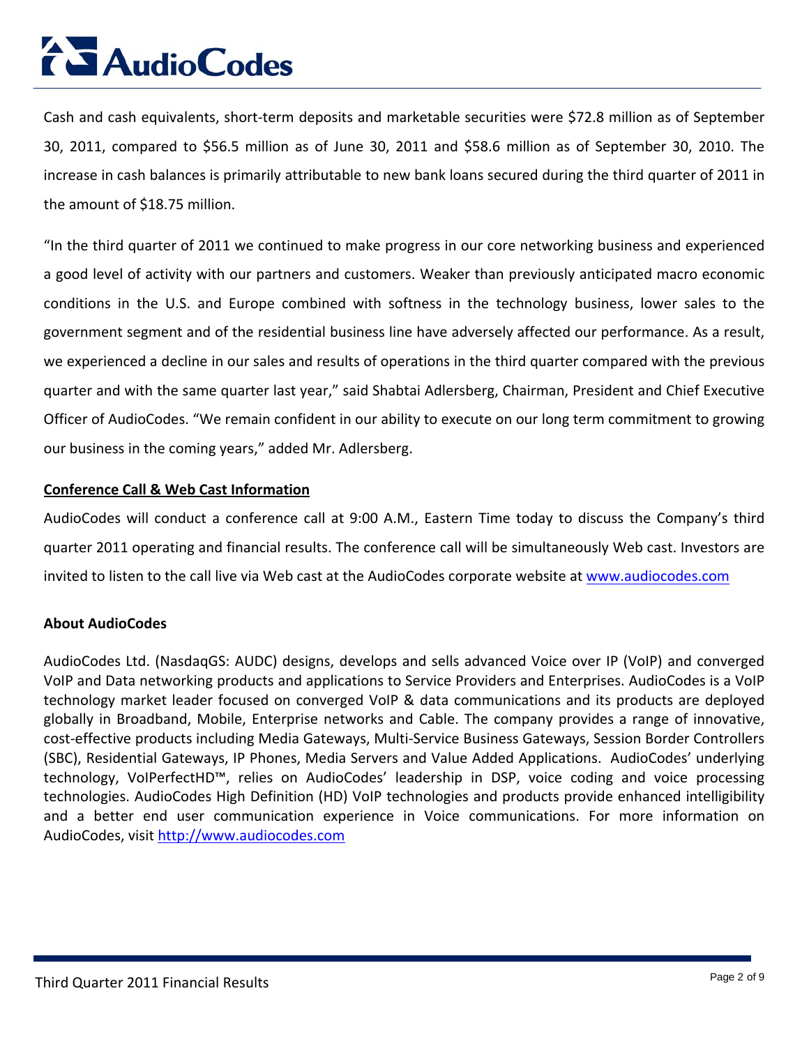Cash and cash equivalents, short-term deposits and marketable securities were $72.8 million as of September 30, 2011, compared to $56.5 million as of June 30, 2011 and $58.6 million as of September 30, 2010. The increase in cash balances is primarily attributable to new bank loans secured during the third quarter of 2011 in the amount of $18.75 million.

"In the third quarter of 2011 we continued to make progress in our core networking business and experienced a good level of activity with our partners and customers. Weaker than previously anticipated macro economic conditions in the U.S. and Europe combined with softness in the technology business, lower sales to the government segment and of the residential business line have adversely affected our performance. As a result, we experienced a decline in our sales and results of operations in the third quarter compared with the previous quarter and with the same quarter last year," said Shabtai Adlersberg, Chairman, President and Chief Executive Officer of AudioCodes. "We remain confident in our ability to execute on our long term commitment to growing our business in the coming years," added Mr. Adlersberg.

**Conference Call & Web Cast Information**

AudioCodes will conduct a conference call at 9:00 A.M., Eastern Time today to discuss the Company's third quarter 2011 operating and financial results. The conference call will be simultaneously Web cast. Investors are invited to listen to the call live via Web cast at the AudioCodes corporate website at www.audiocodes.com

**About AudioCodes**

AudioCodes Ltd. (NasdaqGS: AUDC) designs, develops and sells advanced Voice over IP (VoIP) and converged VoIP and Data networking products and applications to Service Providers and Enterprises. AudioCodes is a VoIP technology market leader focused on converged VoIP & data communications and its products are deployed globally in Broadband, Mobile, Enterprise networks and Cable. The company provides a range of innovative, cost-effective products including Media Gateways, Multi-Service Business Gateways, Session Border Controllers (SBC), Residential Gateways, IP Phones, Media Servers and Value Added Applications. AudioCodes' underlying technology, VoIPerfectHD™, relies on AudioCodes' leadership in DSP, voice coding and voice processing technologies. AudioCodes High Definition (HD) VoIP technologies and products provide enhanced intelligibility and a better end user communication experience in Voice communications. For more information on AudioCodes, visit http://www.audiocodes.com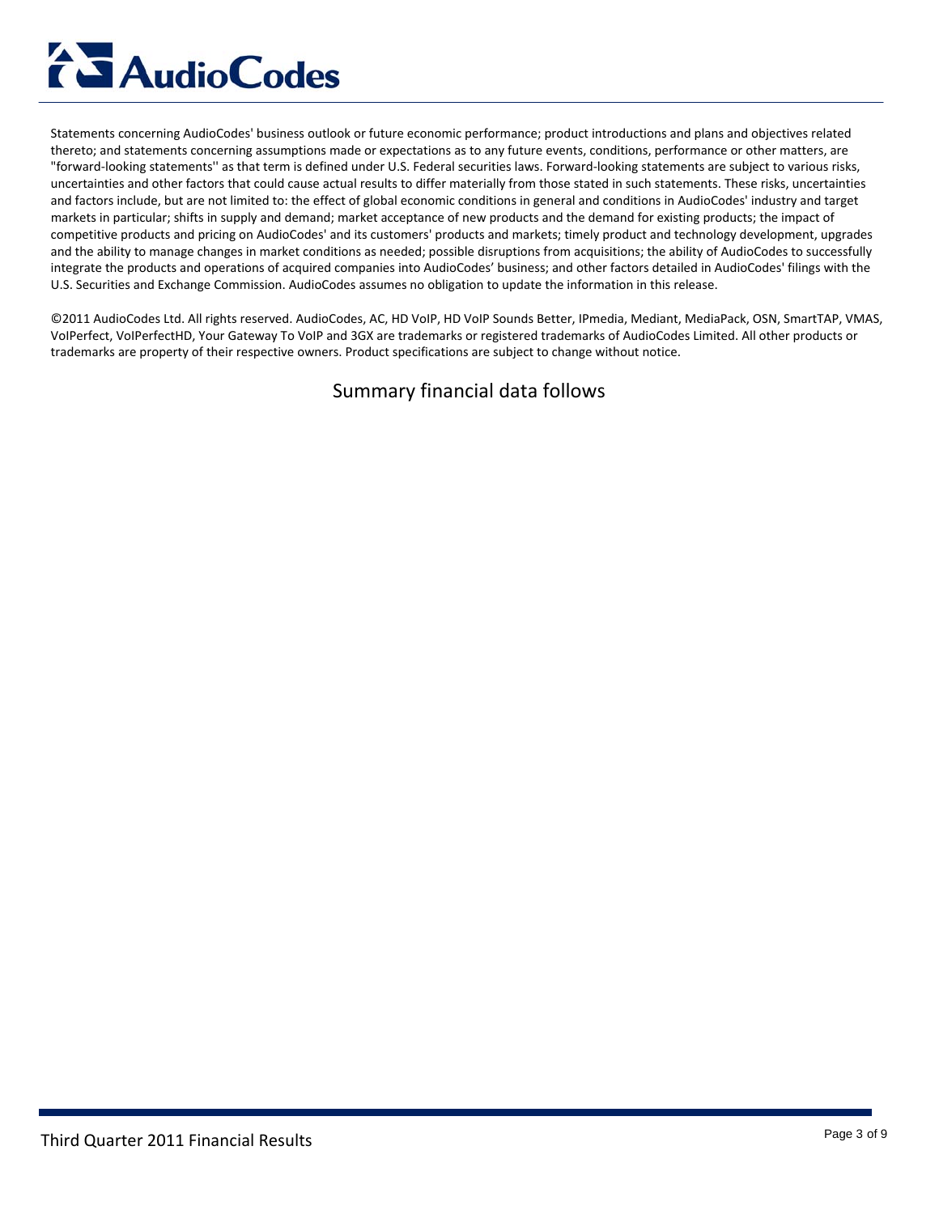Statements concerning AudioCodes' business outlook or future economic performance; product introductions and plans and objectives related thereto; and statements concerning assumptions made or expectations as to any future events, conditions, performance or other matters, are "forward-looking statements'' as that term is defined under U.S. Federal securities laws. Forward-looking statements are subject to various risks, uncertainties and other factors that could cause actual results to differ materially from those stated in such statements. These risks, uncertainties and factors include, but are not limited to: the effect of global economic conditions in general and conditions in AudioCodes' industry and target markets in particular; shifts in supply and demand; market acceptance of new products and the demand for existing products; the impact of competitive products and pricing on AudioCodes' and its customers' products and markets; timely product and technology development, upgrades and the ability to manage changes in market conditions as needed; possible disruptions from acquisitions; the ability of AudioCodes to successfully integrate the products and operations of acquired companies into AudioCodes' business; and other factors detailed in AudioCodes' filings with the U.S. Securities and Exchange Commission. AudioCodes assumes no obligation to update the information in this release.

©2011 AudioCodes Ltd. All rights reserved. AudioCodes, AC, HD VoIP, HD VoIP Sounds Better, IPmedia, Mediant, MediaPack, OSN, SmartTAP, VMAS, VoIPerfect, VoIPerfectHD, Your Gateway To VoIP and 3GX are trademarks or registered trademarks of AudioCodes Limited. All other products or trademarks are property of their respective owners. Product specifications are subject to change without notice.

Summary financial data follows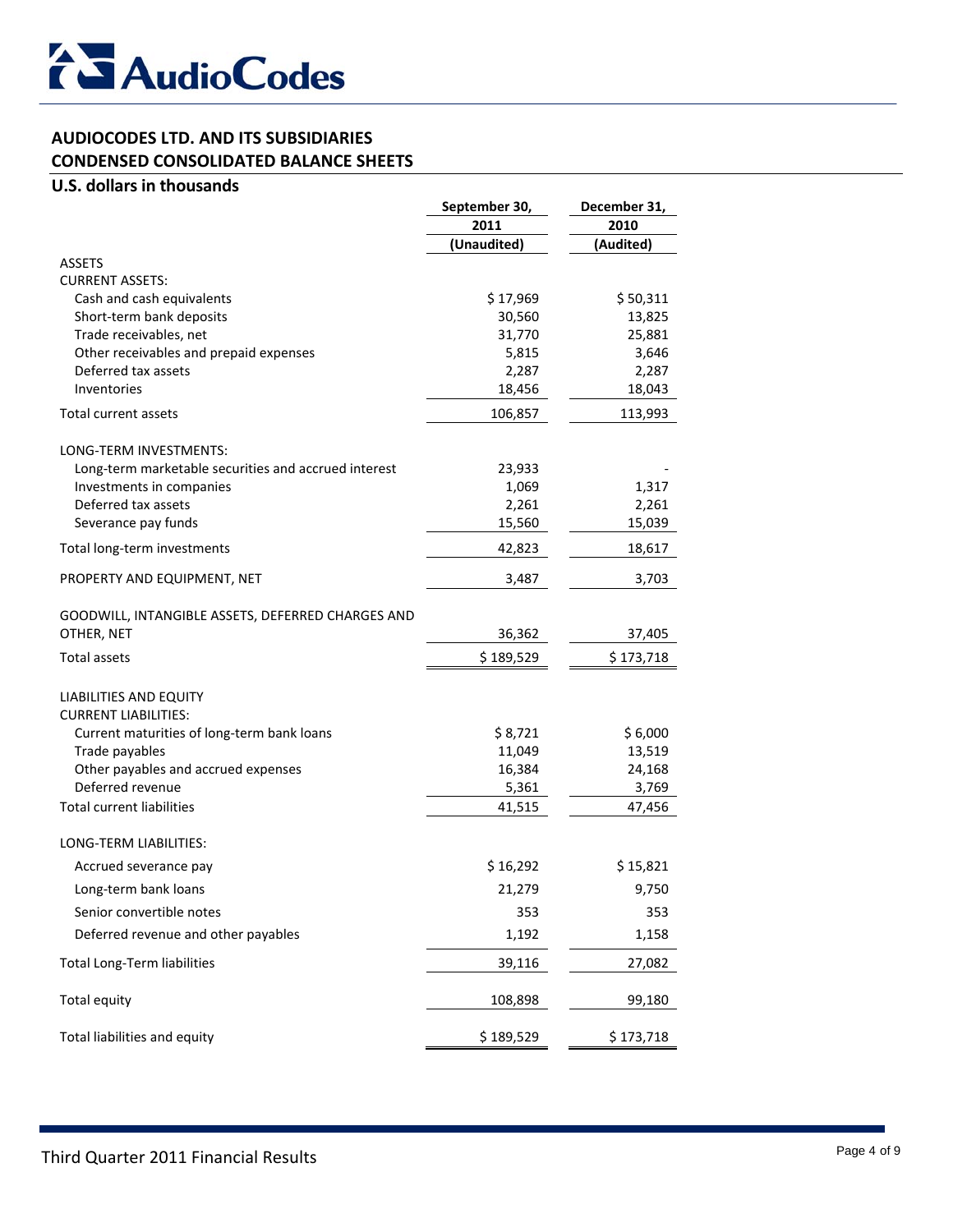## AUDIOCODES LTD. AND ITS SUBSIDIARIES

## CONDENSED CONSOLIDATED BALANCE SHEETS

### U.S. dollars in thousands

| | September 30, 2011 (Unaudited) | December 31, 2010 (Audited) |
|---|---|---|
| ASSETS | | |
| CURRENT ASSETS: | | |
| Cash and cash equivalents | $ 17,969 | $ 50,311 |
| Short-term bank deposits | 30,560 | 13,825 |
| Trade receivables, net | 31,770 | 25,881 |
| Other receivables and prepaid expenses | 5,815 | 3,646 |
| Deferred tax assets | 2,287 | 2,287 |
| Inventories | 18,456 | 18,043 |
| Total current assets | 106,857 | 113,993 |
| LONG-TERM INVESTMENTS: | | |
| Long-term marketable securities and accrued interest | 23,933 | - |
| Investments in companies | 1,069 | 1,317 |
| Deferred tax assets | 2,261 | 2,261 |
| Severance pay funds | 15,560 | 15,039 |
| Total long-term investments | 42,823 | 18,617 |
| PROPERTY AND EQUIPMENT, NET | 3,487 | 3,703 |
| GOODWILL, INTANGIBLE ASSETS, DEFERRED CHARGES AND OTHER, NET | 36,362 | 37,405 |
| Total assets | $ 189,529 | $ 173,718 |
| LIABILITIES AND EQUITY | | |
| CURRENT LIABILITIES: | | |
| Current maturities of long-term bank loans | $ 8,721 | $ 6,000 |
| Trade payables | 11,049 | 13,519 |
| Other payables and accrued expenses | 16,384 | 24,168 |
| Deferred revenue | 5,361 | 3,769 |
| Total current liabilities | 41,515 | 47,456 |
| LONG-TERM LIABILITIES: | | |
| Accrued severance pay | $ 16,292 | $ 15,821 |
| Long-term bank loans | 21,279 | 9,750 |
| Senior convertible notes | 353 | 353 |
| Deferred revenue and other payables | 1,192 | 1,158 |
| Total Long-Term liabilities | 39,116 | 27,082 |
| Total equity | 108,898 | 99,180 |
| Total liabilities and equity | $ 189,529 | $ 173,718 |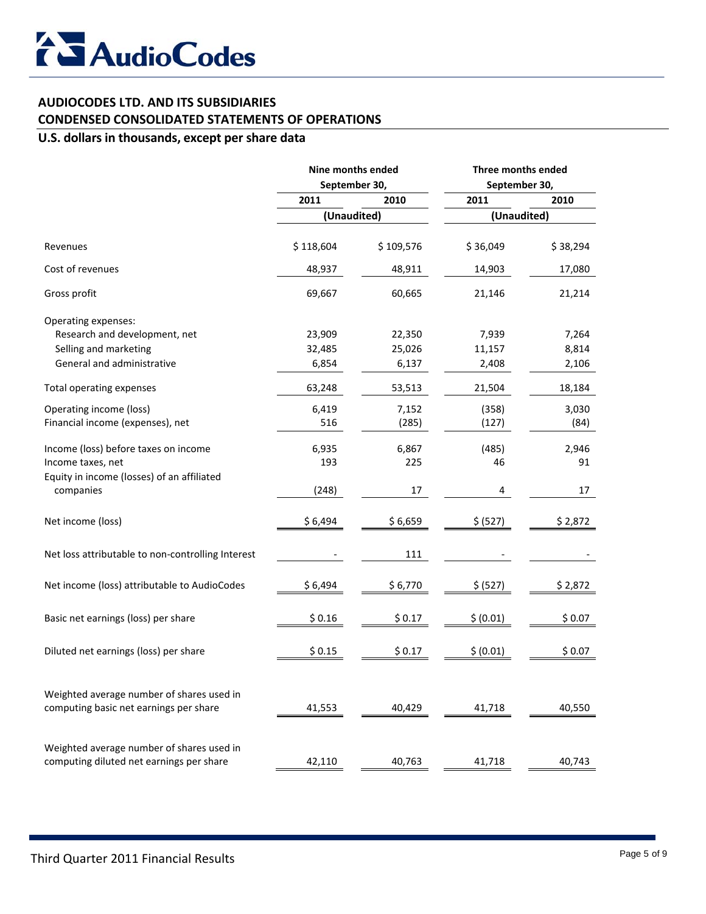**AUDIOCODES LTD. AND ITS SUBSIDIARIES**
**CONDENSED CONSOLIDATED STATEMENTS OF OPERATIONS**
**U.S. dollars in thousands, except per share data**

| | Nine months ended September 30, | | Three months ended September 30, | |
|---|---|---|---|---|
| | 2011 | 2010 | 2011 | 2010 |
| | (Unaudited) | | (Unaudited) | |
| Revenues | $ 118,604 | $ 109,576 | $ 36,049 | $ 38,294 |
| Cost of revenues | 48,937 | 48,911 | 14,903 | 17,080 |
| Gross profit | 69,667 | 60,665 | 21,146 | 21,214 |
| Operating expenses: | | | | |
| Research and development, net | 23,909 | 22,350 | 7,939 | 7,264 |
| Selling and marketing | 32,485 | 25,026 | 11,157 | 8,814 |
| General and administrative | 6,854 | 6,137 | 2,408 | 2,106 |
| Total operating expenses | 63,248 | 53,513 | 21,504 | 18,184 |
| Operating income (loss) | 6,419 | 7,152 | (358) | 3,030 |
| Financial income (expenses), net | 516 | (285) | (127) | (84) |
| Income (loss) before taxes on income | 6,935 | 6,867 | (485) | 2,946 |
| Income taxes, net | 193 | 225 | 46 | 91 |
| Equity in income (losses) of an affiliated companies | (248) | 17 | 4 | 17 |
| Net income (loss) | $ 6,494 | $ 6,659 | $ (527) | $ 2,872 |
| Net loss attributable to non-controlling Interest | - | 111 | - | - |
| Net income (loss) attributable to AudioCodes | $ 6,494 | $ 6,770 | $ (527) | $ 2,872 |
| Basic net earnings (loss) per share | $ 0.16 | $ 0.17 | $ (0.01) | $ 0.07 |
| Diluted net earnings (loss) per share | $ 0.15 | $ 0.17 | $ (0.01) | $ 0.07 |
| Weighted average number of shares used in computing basic net earnings per share | 41,553 | 40,429 | 41,718 | 40,550 |
| Weighted average number of shares used in computing diluted net earnings per share | 42,110 | 40,763 | 41,718 | 40,743 |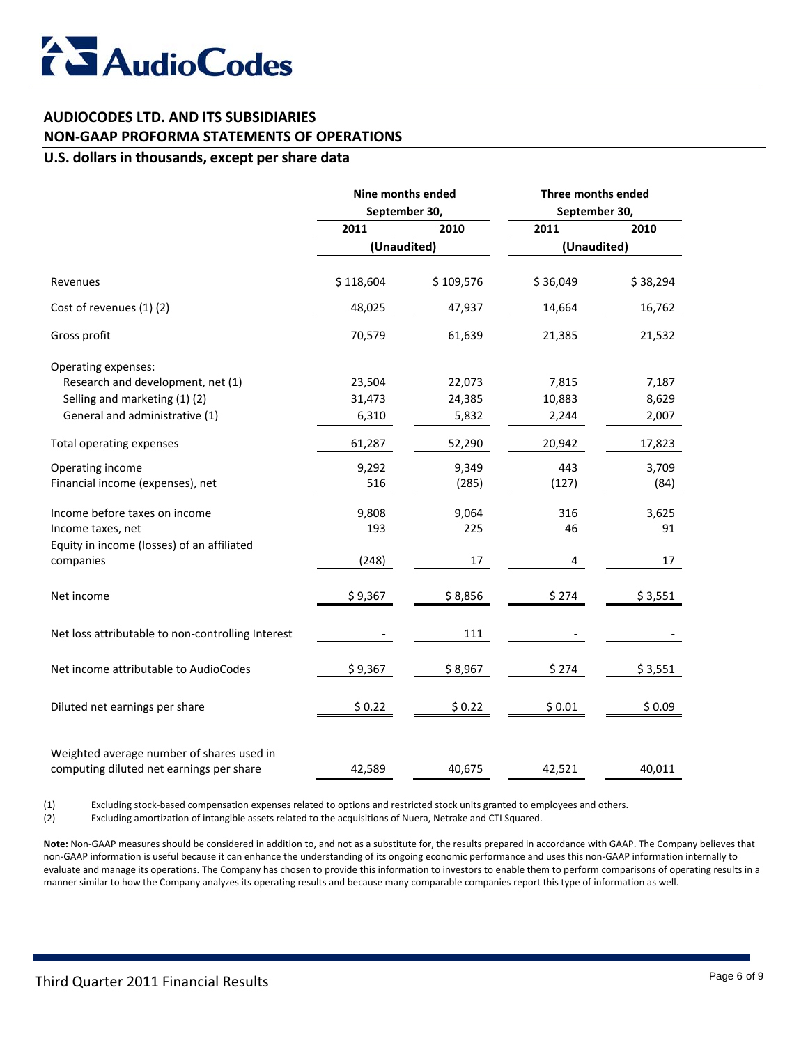# AudioCodes

## AUDIOCODES LTD. AND ITS SUBSIDIARIES
## NON-GAAP PROFORMA STATEMENTS OF OPERATIONS
### U.S. dollars in thousands, except per share data

| | Nine months ended September 30, | | Three months ended September 30, | |
|---|---|---|---|---|
| | 2011 | 2010 | 2011 | 2010 |
| | (Unaudited) | | (Unaudited) | |
| Revenues | $ 118,604 | $ 109,576 | $ 36,049 | $ 38,294 |
| Cost of revenues (1) (2) | 48,025 | 47,937 | 14,664 | 16,762 |
| Gross profit | 70,579 | 61,639 | 21,385 | 21,532 |
| Operating expenses: | | | | |
| Research and development, net (1) | 23,504 | 22,073 | 7,815 | 7,187 |
| Selling and marketing (1) (2) | 31,473 | 24,385 | 10,883 | 8,629 |
| General and administrative (1) | 6,310 | 5,832 | 2,244 | 2,007 |
| Total operating expenses | 61,287 | 52,290 | 20,942 | 17,823 |
| Operating income | 9,292 | 9,349 | 443 | 3,709 |
| Financial income (expenses), net | 516 | (285) | (127) | (84) |
| Income before taxes on income | 9,808 | 9,064 | 316 | 3,625 |
| Income taxes, net | 193 | 225 | 46 | 91 |
| Equity in income (losses) of an affiliated companies | (248) | 17 | 4 | 17 |
| Net income | $ 9,367 | $ 8,856 | $ 274 | $ 3,551 |
| Net loss attributable to non-controlling Interest | - | 111 | - | - |
| Net income attributable to AudioCodes | $ 9,367 | $ 8,967 | $ 274 | $ 3,551 |
| Diluted net earnings per share | $ 0.22 | $ 0.22 | $ 0.01 | $ 0.09 |
| Weighted average number of shares used in computing diluted net earnings per share | 42,589 | 40,675 | 42,521 | 40,011 |

(1) Excluding stock-based compensation expenses related to options and restricted stock units granted to employees and others.

(2) Excluding amortization of intangible assets related to the acquisitions of Nuera, Netrake and CTI Squared.

**Note:** Non-GAAP measures should be considered in addition to, and not as a substitute for, the results prepared in accordance with GAAP. The Company believes that non-GAAP information is useful because it can enhance the understanding of its ongoing economic performance and uses this non-GAAP information internally to evaluate and manage its operations. The Company has chosen to provide this information to investors to enable them to perform comparisons of operating results in a manner similar to how the Company analyzes its operating results and because many comparable companies report this type of information as well.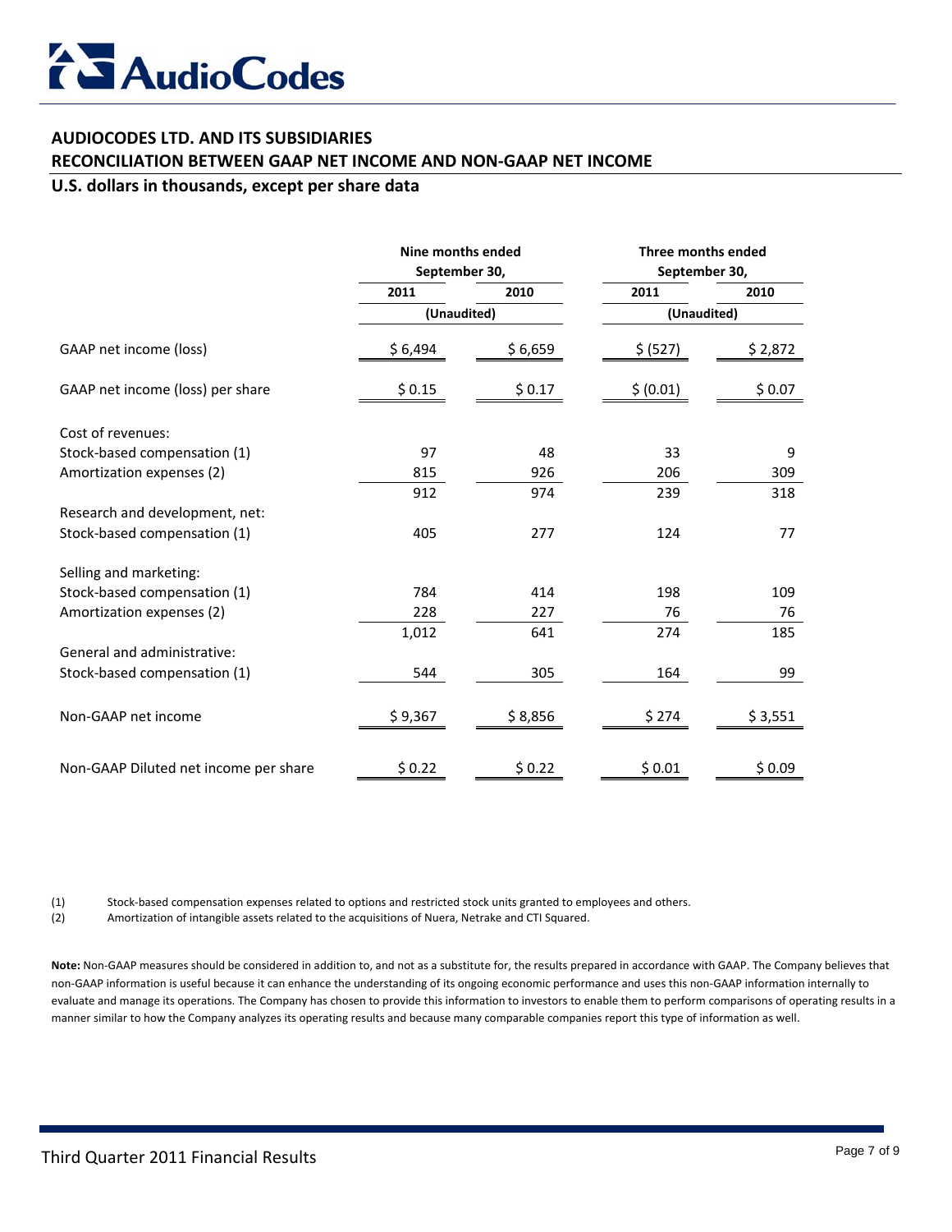## AUDIOCODES LTD. AND ITS SUBSIDIARIES

## RECONCILIATION BETWEEN GAAP NET INCOME AND NON-GAAP NET INCOME

### U.S. dollars in thousands, except per share data

| | Nine months ended September 30, | | Three months ended September 30, | |
|---|---|---|---|---|
| | 2011 | 2010 | 2011 | 2010 |
| | (Unaudited) | | (Unaudited) | |
| GAAP net income (loss) | $ 6,494 | $ 6,659 | $ (527) | $ 2,872 |
| GAAP net income (loss) per share | $ 0.15 | $ 0.17 | $ (0.01) | $ 0.07 |
| Cost of revenues: | | | | |
| Stock-based compensation (1) | 97 | 48 | 33 | 9 |
| Amortization expenses (2) | 815 | 926 | 206 | 309 |
| | 912 | 974 | 239 | 318 |
| Research and development, net: | | | | |
| Stock-based compensation (1) | 405 | 277 | 124 | 77 |
| Selling and marketing: | | | | |
| Stock-based compensation (1) | 784 | 414 | 198 | 109 |
| Amortization expenses (2) | 228 | 227 | 76 | 76 |
| | 1,012 | 641 | 274 | 185 |
| General and administrative: | | | | |
| Stock-based compensation (1) | 544 | 305 | 164 | 99 |
| Non-GAAP net income | $ 9,367 | $ 8,856 | $ 274 | $ 3,551 |
| Non-GAAP Diluted net income per share | $ 0.22 | $ 0.22 | $ 0.01 | $ 0.09 |

(1) Stock-based compensation expenses related to options and restricted stock units granted to employees and others.

(2) Amortization of intangible assets related to the acquisitions of Nuera, Netrake and CTI Squared.

**Note:** Non-GAAP measures should be considered in addition to, and not as a substitute for, the results prepared in accordance with GAAP. The Company believes that non-GAAP information is useful because it can enhance the understanding of its ongoing economic performance and uses this non-GAAP information internally to evaluate and manage its operations. The Company has chosen to provide this information to investors to enable them to perform comparisons of operating results in a manner similar to how the Company analyzes its operating results and because many comparable companies report this type of information as well.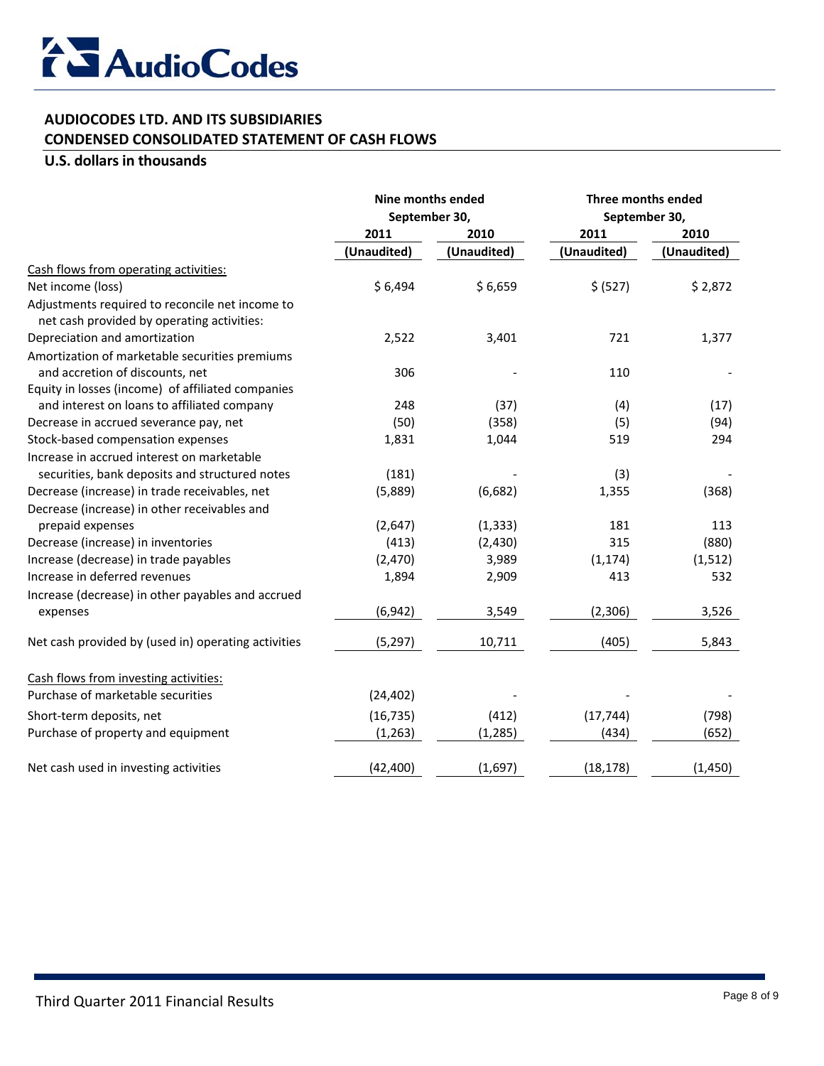# AUDIOCODES LTD. AND ITS SUBSIDIARIES
## CONDENSED CONSOLIDATED STATEMENT OF CASH FLOWS
### U.S. dollars in thousands

| | Nine months ended September 30, | | Three months ended September 30, | |
|---|---|---|---|---|
| | 2011 | 2010 | 2011 | 2010 |
| | (Unaudited) | (Unaudited) | (Unaudited) | (Unaudited) |
| Cash flows from operating activities: | | | | |
| Net income (loss) | $ 6,494 | $ 6,659 | $ (527) | $ 2,872 |
| Adjustments required to reconcile net income to net cash provided by operating activities: | | | | |
| Depreciation and amortization | 2,522 | 3,401 | 721 | 1,377 |
| Amortization of marketable securities premiums and accretion of discounts, net | 306 | - | 110 | - |
| Equity in losses (income) of affiliated companies and interest on loans to affiliated company | 248 | (37) | (4) | (17) |
| Decrease in accrued severance pay, net | (50) | (358) | (5) | (94) |
| Stock-based compensation expenses | 1,831 | 1,044 | 519 | 294 |
| Increase in accrued interest on marketable securities, bank deposits and structured notes | (181) | - | (3) | - |
| Decrease (increase) in trade receivables, net | (5,889) | (6,682) | 1,355 | (368) |
| Decrease (increase) in other receivables and prepaid expenses | (2,647) | (1,333) | 181 | 113 |
| Decrease (increase) in inventories | (413) | (2,430) | 315 | (880) |
| Increase (decrease) in trade payables | (2,470) | 3,989 | (1,174) | (1,512) |
| Increase in deferred revenues | 1,894 | 2,909 | 413 | 532 |
| Increase (decrease) in other payables and accrued expenses | (6,942) | 3,549 | (2,306) | 3,526 |
| Net cash provided by (used in) operating activities | (5,297) | 10,711 | (405) | 5,843 |
| Cash flows from investing activities: | | | | |
| Purchase of marketable securities | (24,402) | - | - | - |
| Short-term deposits, net | (16,735) | (412) | (17,744) | (798) |
| Purchase of property and equipment | (1,263) | (1,285) | (434) | (652) |
| Net cash used in investing activities | (42,400) | (1,697) | (18,178) | (1,450) |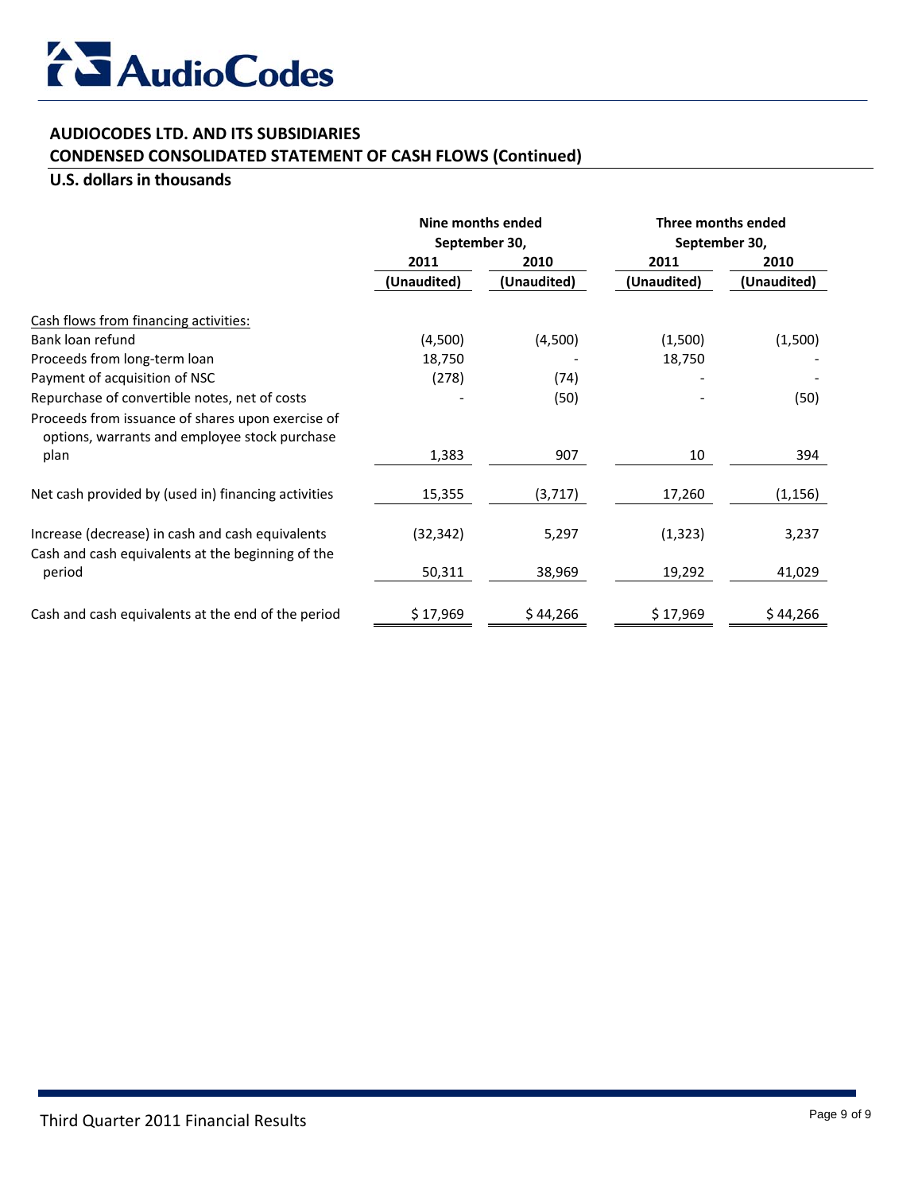**AUDIOCODES LTD. AND ITS SUBSIDIARIES**
**CONDENSED CONSOLIDATED STATEMENT OF CASH FLOWS (Continued)**
**U.S. dollars in thousands**

| | Nine months ended September 30, | | Three months ended September 30, | |
|---|---|---|---|---|
| | 2011 | 2010 | 2011 | 2010 |
| | (Unaudited) | (Unaudited) | (Unaudited) | (Unaudited) |
| Cash flows from financing activities: | | | | |
| Bank loan refund | (4,500) | (4,500) | (1,500) | (1,500) |
| Proceeds from long-term loan | 18,750 | - | 18,750 | - |
| Payment of acquisition of NSC | (278) | (74) | - | - |
| Repurchase of convertible notes, net of costs | - | (50) | - | (50) |
| Proceeds from issuance of shares upon exercise of options, warrants and employee stock purchase plan | 1,383 | 907 | 10 | 394 |
| Net cash provided by (used in) financing activities | 15,355 | (3,717) | 17,260 | (1,156) |
| Increase (decrease) in cash and cash equivalents | (32,342) | 5,297 | (1,323) | 3,237 |
| Cash and cash equivalents at the beginning of the period | 50,311 | 38,969 | 19,292 | 41,029 |
| Cash and cash equivalents at the end of the period | $ 17,969 | $ 44,266 | $ 17,969 | $ 44,266 |